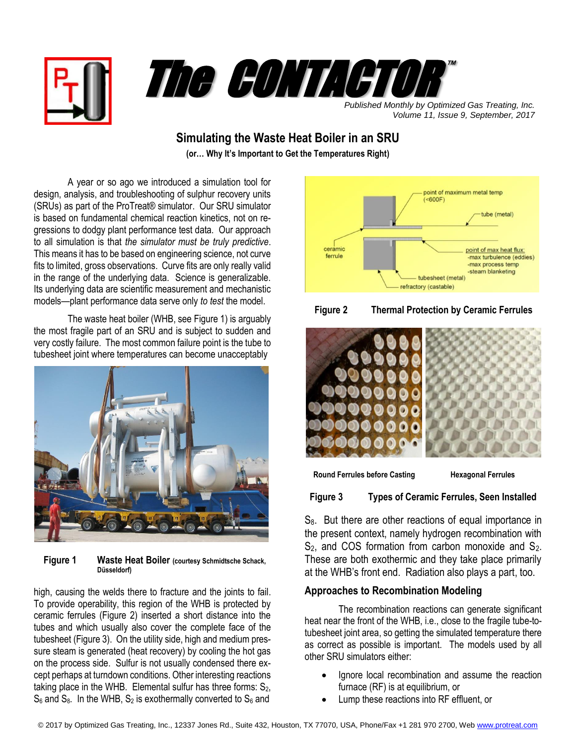# The CONTACTOR™

*Published Monthly by Optimized Gas Treating, Inc.*
*Volume 11, Issue 9, September, 2017*

## Simulating the Waste Heat Boiler in an SRU

**(or… Why It's Important to Get the Temperatures Right)**

A year or so ago we introduced a simulation tool for design, analysis, and troubleshooting of sulphur recovery units (SRUs) as part of the ProTreat® simulator. Our SRU simulator is based on fundamental chemical reaction kinetics, not on regressions to dodgy plant performance test data. Our approach to all simulation is that *the simulator must be truly predictive*. This means it has to be based on engineering science, not curve fits to limited, gross observations. Curve fits are only really valid in the range of the underlying data. Science is generalizable. Its underlying data are scientific measurement and mechanistic models—plant performance data serve only *to test* the model.

The waste heat boiler (WHB, see Figure 1) is arguably the most fragile part of an SRU and is subject to sudden and very costly failure. The most common failure point is the tube to tubesheet joint where temperatures can become unacceptably high, causing the welds there to fracture and the joints to fail. To provide operability, this region of the WHB is protected by ceramic ferrules (Figure 2) inserted a short distance into the tubes and which usually also cover the complete face of the tubesheet (Figure 3). On the utility side, high and medium pressure steam is generated (heat recovery) by cooling the hot gas on the process side. Sulfur is not usually condensed there except perhaps at turndown conditions. Other interesting reactions taking place in the WHB. Elemental sulfur has three forms: $S_2$, $S_6$ and $S_8$. In the WHB, $S_2$ is exothermally converted to $S_6$ and $S_8$. But there are other reactions of equal importance in the present context, namely hydrogen recombination with $S_2$, and COS formation from carbon monoxide and $S_2$. These are both exothermic and they take place primarily at the WHB's front end. Radiation also plays a part, too.

**Figure 1** Waste Heat Boiler (courtesy Schmidtsche Schack, Düsseldorf)

point of maximum metal temp (<600F)
tube (metal)
ceramic ferrule
point of max heat flux: -max turbulence (eddies) -max process temp -steam blanketing
tubesheet (metal)
refractory (castable)

**Figure 2** Thermal Protection by Ceramic Ferrules

Round Ferrules before Casting | Hexagonal Ferrules

**Figure 3** Types of Ceramic Ferrules, Seen Installed

### Approaches to Recombination Modeling

The recombination reactions can generate significant heat near the front of the WHB, i.e., close to the fragile tube-to-tubesheet joint area, so getting the simulated temperature there as correct as possible is important. The models used by all other SRU simulators either:

- Ignore local recombination and assume the reaction furnace (RF) is at equilibrium, or
- Lump these reactions into RF effluent, or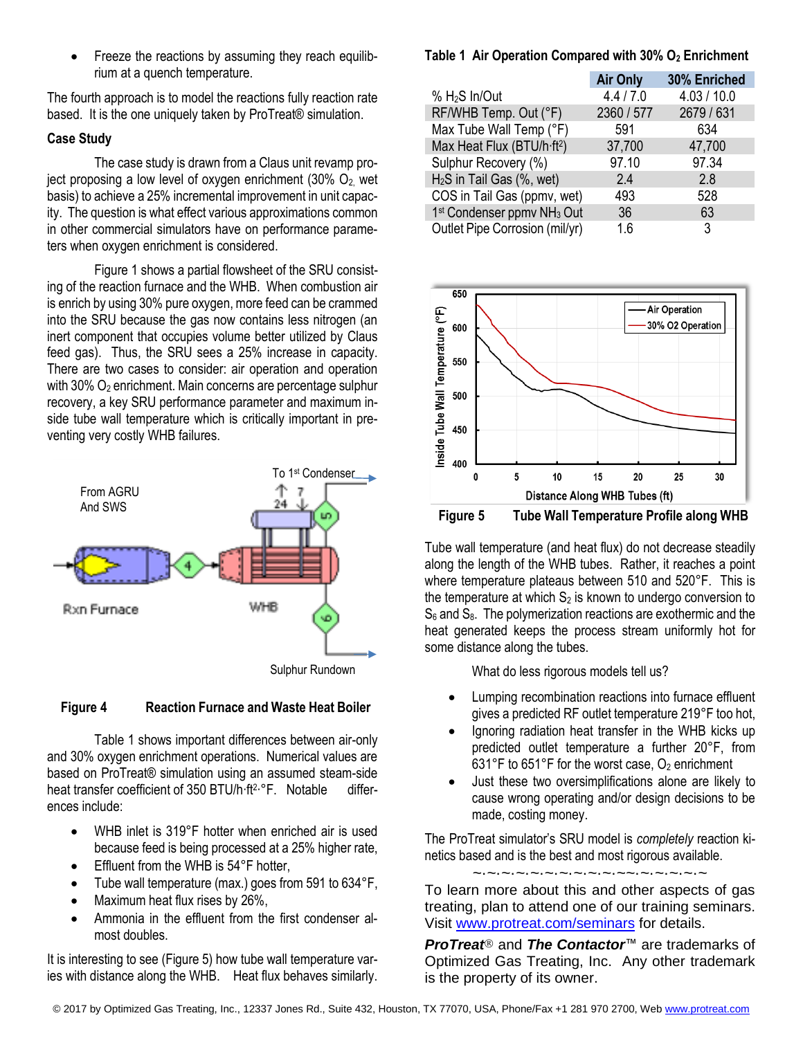- Freeze the reactions by assuming they reach equilibrium at a quench temperature.

The fourth approach is to model the reactions fully reaction rate based. It is the one uniquely taken by ProTreat® simulation.

### Case Study

The case study is drawn from a Claus unit revamp project proposing a low level of oxygen enrichment (30% $O_2$, wet basis) to achieve a 25% incremental improvement in unit capacity. The question is what effect various approximations common in other commercial simulators have on performance parameters when oxygen enrichment is considered.

Figure 1 shows a partial flowsheet of the SRU consisting of the reaction furnace and the WHB. When combustion air is enrich by using 30% pure oxygen, more feed can be crammed into the SRU because the gas now contains less nitrogen (an inert component that occupies volume better utilized by Claus feed gas). Thus, the SRU sees a 25% increase in capacity. There are two cases to consider: air operation and operation with 30% $O_2$ enrichment. Main concerns are percentage sulphur recovery, a key SRU performance parameter and maximum inside tube wall temperature which is critically important in preventing very costly WHB failures.

From AGRU
And SWS

To 1st Condenser

24
7

4
5
6

Rxn Furnace
WHB

Sulphur Rundown

**Figure 4 Reaction Furnace and Waste Heat Boiler**

Table 1 shows important differences between air-only and 30% oxygen enrichment operations. Numerical values are based on ProTreat® simulation using an assumed steam-side heat transfer coefficient of 350 BTU/h·ft²·°F. Notable differences include:

- WHB inlet is 319°F hotter when enriched air is used because feed is being processed at a 25% higher rate,
- Effluent from the WHB is 54°F hotter,
- Tube wall temperature (max.) goes from 591 to 634°F,
- Maximum heat flux rises by 26%,
- Ammonia in the effluent from the first condenser almost doubles.

It is interesting to see (Figure 5) how tube wall temperature varies with distance along the WHB. Heat flux behaves similarly.

**Table 1 Air Operation Compared with 30% $O_2$ Enrichment**

| | Air Only | 30% Enriched |
|---|---|---|
| % $H_2S$ In/Out | 4.4 / 7.0 | 4.03 / 10.0 |
| RF/WHB Temp. Out (°F) | 2360 / 577 | 2679 / 631 |
| Max Tube Wall Temp (°F) | 591 | 634 |
| Max Heat Flux (BTU/h·ft²) | 37,700 | 47,700 |
| Sulphur Recovery (%) | 97.10 | 97.34 |
| $H_2S$ in Tail Gas (%, wet) | 2.4 | 2.8 |
| COS in Tail Gas (ppmv, wet) | 493 | 528 |
| 1st Condenser ppmv $NH_3$ Out | 36 | 63 |
| Outlet Pipe Corrosion (mil/yr) | 1.6 | 3 |

Inside Tube Wall Temperature (°F)
650
600
550
500
450
400
0 5 10 15 20 25 30
Distance Along WHB Tubes (ft)
Air Operation
30% O2 Operation

**Figure 5 Tube Wall Temperature Profile along WHB**

Tube wall temperature (and heat flux) do not decrease steadily along the length of the WHB tubes. Rather, it reaches a point where temperature plateaus between 510 and 520°F. This is the temperature at which $S_2$ is known to undergo conversion to $S_6$ and $S_8$. The polymerization reactions are exothermic and the heat generated keeps the process stream uniformly hot for some distance along the tubes.

What do less rigorous models tell us?

- Lumping recombination reactions into furnace effluent gives a predicted RF outlet temperature 219°F too hot,
- Ignoring radiation heat transfer in the WHB kicks up predicted outlet temperature a further 20°F, from 631°F to 651°F for the worst case, $O_2$ enrichment
- Just these two oversimplifications alone are likely to cause wrong operating and/or design decisions to be made, costing money.

The ProTreat simulator's SRU model is *completely* reaction kinetics based and is the best and most rigorous available.

~.~.~.~.~.~.~.~.~.~.~.~~.~.~.~.~.~.~

To learn more about this and other aspects of gas treating, plan to attend one of our training seminars. Visit www.protreat.com/seminars for details.

***ProTreat***® and ***The Contactor***™ are trademarks of Optimized Gas Treating, Inc. Any other trademark is the property of its owner.

© 2017 by Optimized Gas Treating, Inc., 12337 Jones Rd., Suite 432, Houston, TX 77070, USA, Phone/Fax +1 281 970 2700, Web www.protreat.com